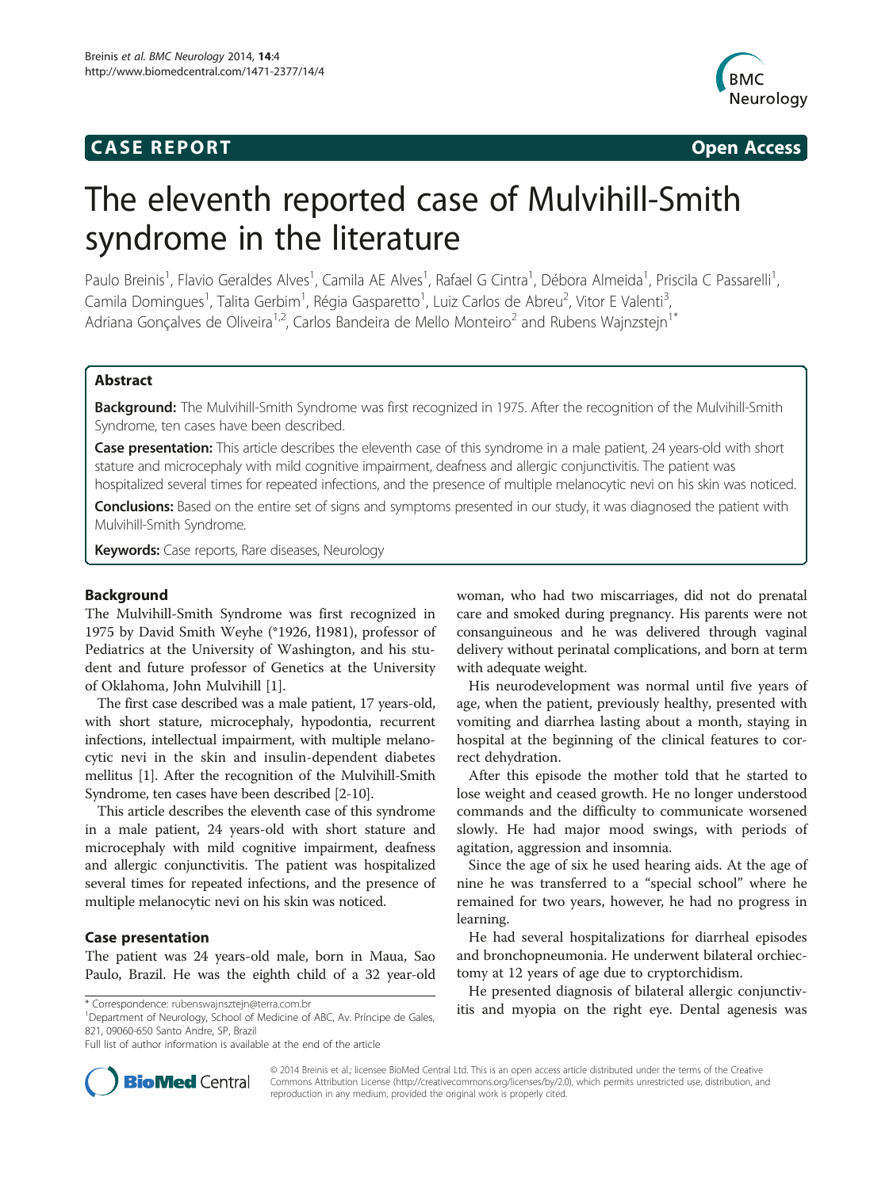**CASE REPORT** **Open Access**

# The eleventh reported case of Mulvihill-Smith syndrome in the literature

Paulo Breinis[1], Flavio Geraldes Alves[1], Camila AE Alves[1], Rafael G Cintra[1], Débora Almeida[1], Priscila C Passarelli[1], Camila Domingues[1], Talita Gerbim[1], Régia Gasparetto[1], Luiz Carlos de Abreu[2], Vitor E Valenti[3], Adriana Gonçalves de Oliveira[1,2], Carlos Bandeira de Mello Monteiro[2] and Rubens Wajnzstejn[1*]

## Abstract

**Background:** The Mulvihill-Smith Syndrome was first recognized in 1975. After the recognition of the Mulvihill-Smith Syndrome, ten cases have been described.

**Case presentation:** This article describes the eleventh case of this syndrome in a male patient, 24 years-old with short stature and microcephaly with mild cognitive impairment, deafness and allergic conjunctivitis. The patient was hospitalized several times for repeated infections, and the presence of multiple melanocytic nevi on his skin was noticed.

**Conclusions:** Based on the entire set of signs and symptoms presented in our study, it was diagnosed the patient with Mulvihill-Smith Syndrome.

**Keywords:** Case reports, Rare diseases, Neurology

## Background

The Mulvihill-Smith Syndrome was first recognized in 1975 by David Smith Weyhe (*1926, ł1981), professor of Pediatrics at the University of Washington, and his student and future professor of Genetics at the University of Oklahoma, John Mulvihill [1].

The first case described was a male patient, 17 years-old, with short stature, microcephaly, hypodontia, recurrent infections, intellectual impairment, with multiple melanocytic nevi in the skin and insulin-dependent diabetes mellitus [1]. After the recognition of the Mulvihill-Smith Syndrome, ten cases have been described [2-10].

This article describes the eleventh case of this syndrome in a male patient, 24 years-old with short stature and microcephaly with mild cognitive impairment, deafness and allergic conjunctivitis. The patient was hospitalized several times for repeated infections, and the presence of multiple melanocytic nevi on his skin was noticed.

## Case presentation

The patient was 24 years-old male, born in Maua, Sao Paulo, Brazil. He was the eighth child of a 32 year-old woman, who had two miscarriages, did not do prenatal care and smoked during pregnancy. His parents were not consanguineous and he was delivered through vaginal delivery without perinatal complications, and born at term with adequate weight.

His neurodevelopment was normal until five years of age, when the patient, previously healthy, presented with vomiting and diarrhea lasting about a month, staying in hospital at the beginning of the clinical features to correct dehydration.

After this episode the mother told that he started to lose weight and ceased growth. He no longer understood commands and the difficulty to communicate worsened slowly. He had major mood swings, with periods of agitation, aggression and insomnia.

Since the age of six he used hearing aids. At the age of nine he was transferred to a "special school" where he remained for two years, however, he had no progress in learning.

He had several hospitalizations for diarrheal episodes and bronchopneumonia. He underwent bilateral orchiectomy at 12 years of age due to cryptorchidism.

He presented diagnosis of bilateral allergic conjunctivitis and myopia on the right eye. Dental agenesis was

\* Correspondence: rubenswajnsztejn@terra.com.br
[1]Department of Neurology, School of Medicine of ABC, Av. Príncipe de Gales, 821, 09060-650 Santo Andre, SP, Brazil
Full list of author information is available at the end of the article

© 2014 Breinis et al.; licensee BioMed Central Ltd. This is an open access article distributed under the terms of the Creative Commons Attribution License (http://creativecommons.org/licenses/by/2.0), which permits unrestricted use, distribution, and reproduction in any medium, provided the original work is properly cited.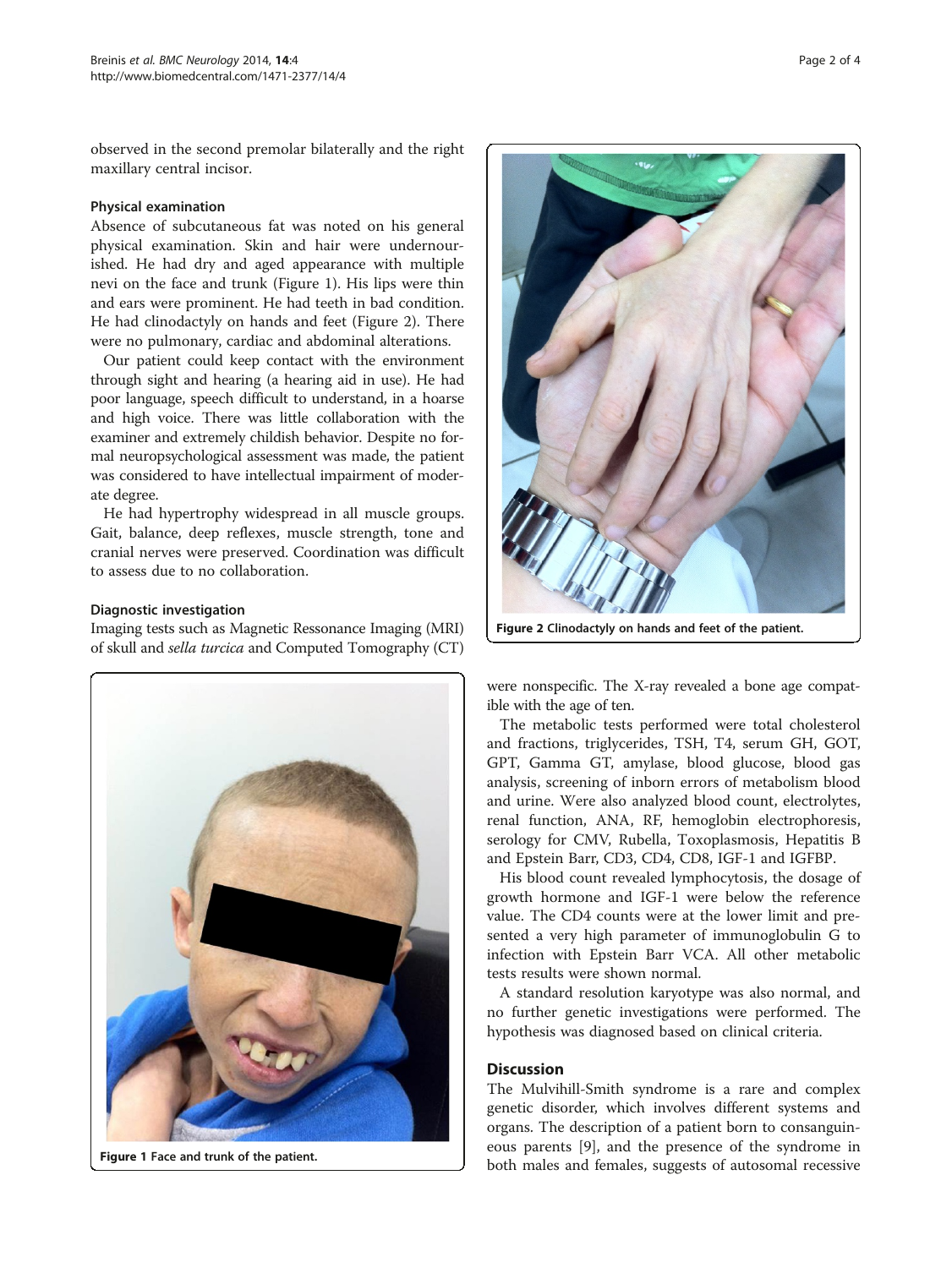observed in the second premolar bilaterally and the right maxillary central incisor.

### Physical examination

Absence of subcutaneous fat was noted on his general physical examination. Skin and hair were undernourished. He had dry and aged appearance with multiple nevi on the face and trunk (Figure 1). His lips were thin and ears were prominent. He had teeth in bad condition. He had clinodactyly on hands and feet (Figure 2). There were no pulmonary, cardiac and abdominal alterations.

Our patient could keep contact with the environment through sight and hearing (a hearing aid in use). He had poor language, speech difficult to understand, in a hoarse and high voice. There was little collaboration with the examiner and extremely childish behavior. Despite no formal neuropsychological assessment was made, the patient was considered to have intellectual impairment of moderate degree.

He had hypertrophy widespread in all muscle groups. Gait, balance, deep reflexes, muscle strength, tone and cranial nerves were preserved. Coordination was difficult to assess due to no collaboration.

### Diagnostic investigation

Imaging tests such as Magnetic Ressonance Imaging (MRI) of skull and *sella turcica* and Computed Tomography (CT) were nonspecific. The X-ray revealed a bone age compatible with the age of ten.

Figure 2 Clinodactyly on hands and feet of the patient.

Figure 1 Face and trunk of the patient.

The metabolic tests performed were total cholesterol and fractions, triglycerides, TSH, T4, serum GH, GOT, GPT, Gamma GT, amylase, blood glucose, blood gas analysis, screening of inborn errors of metabolism blood and urine. Were also analyzed blood count, electrolytes, renal function, ANA, RF, hemoglobin electrophoresis, serology for CMV, Rubella, Toxoplasmosis, Hepatitis B and Epstein Barr, CD3, CD4, CD8, IGF-1 and IGFBP.

His blood count revealed lymphocytosis, the dosage of growth hormone and IGF-1 were below the reference value. The CD4 counts were at the lower limit and presented a very high parameter of immunoglobulin G to infection with Epstein Barr VCA. All other metabolic tests results were shown normal.

A standard resolution karyotype was also normal, and no further genetic investigations were performed. The hypothesis was diagnosed based on clinical criteria.

## Discussion

The Mulvihill-Smith syndrome is a rare and complex genetic disorder, which involves different systems and organs. The description of a patient born to consanguineous parents [9], and the presence of the syndrome in both males and females, suggests of autosomal recessive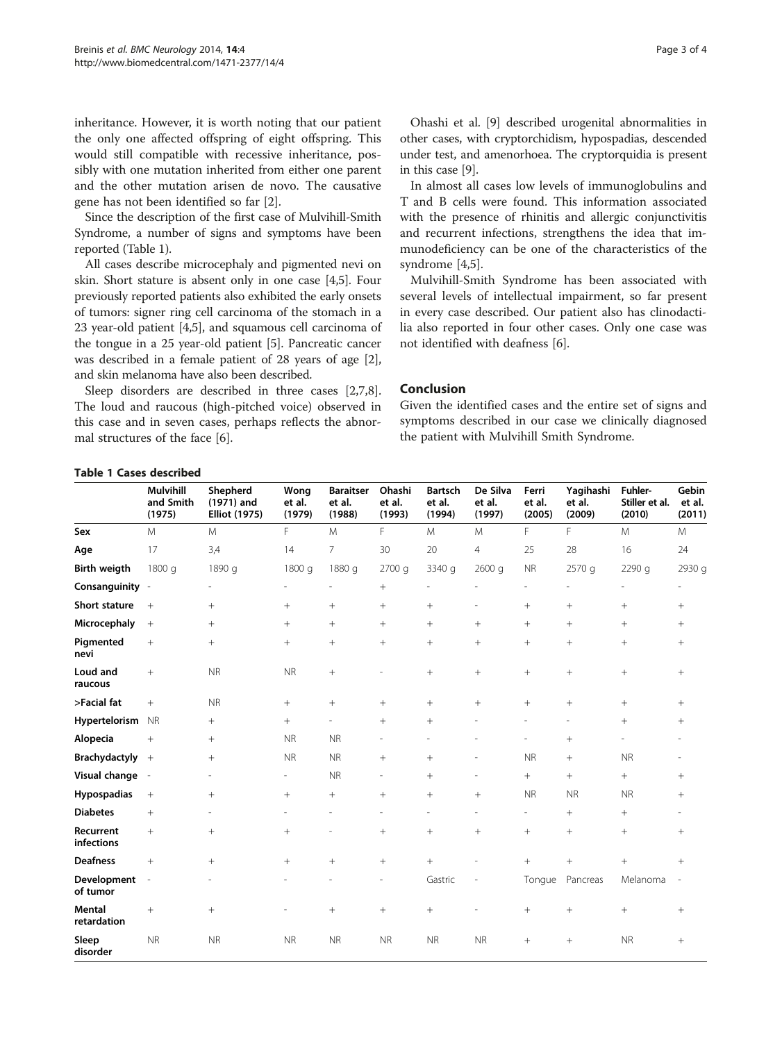inheritance. However, it is worth noting that our patient the only one affected offspring of eight offspring. This would still compatible with recessive inheritance, possibly with one mutation inherited from either one parent and the other mutation arisen de novo. The causative gene has not been identified so far [2].

Since the description of the first case of Mulvihill-Smith Syndrome, a number of signs and symptoms have been reported (Table 1).

All cases describe microcephaly and pigmented nevi on skin. Short stature is absent only in one case [4,5]. Four previously reported patients also exhibited the early onsets of tumors: signer ring cell carcinoma of the stomach in a 23 year-old patient [4,5], and squamous cell carcinoma of the tongue in a 25 year-old patient [5]. Pancreatic cancer was described in a female patient of 28 years of age [2], and skin melanoma have also been described.

Sleep disorders are described in three cases [2,7,8]. The loud and raucous (high-pitched voice) observed in this case and in seven cases, perhaps reflects the abnormal structures of the face [6].

Ohashi et al. [9] described urogenital abnormalities in other cases, with cryptorchidism, hypospadias, descended under test, and amenorhoea. The cryptorquidia is present in this case [9].

In almost all cases low levels of immunoglobulins and T and B cells were found. This information associated with the presence of rhinitis and allergic conjunctivitis and recurrent infections, strengthens the idea that immunodeficiency can be one of the characteristics of the syndrome [4,5].

Mulvihill-Smith Syndrome has been associated with several levels of intellectual impairment, so far present in every case described. Our patient also has clinodactilia also reported in four other cases. Only one case was not identified with deafness [6].

## Conclusion

Given the identified cases and the entire set of signs and symptoms described in our case we clinically diagnosed the patient with Mulvihill Smith Syndrome.

**Table 1 Cases described**

| | Mulvihill and Smith (1975) | Shepherd (1971) and Elliot (1975) | Wong et al. (1979) | Baraitser et al. (1988) | Ohashi et al. (1993) | Bartsch et al. (1994) | De Silva et al. (1997) | Ferri et al. (2005) | Yagihashi et al. (2009) | Fuhler-Stiller et al. (2010) | Gebin et al. (2011) |
|---|---|---|---|---|---|---|---|---|---|---|---|
| **Sex** | M | M | F | M | F | M | M | F | F | M | M |
| **Age** | 17 | 3,4 | 14 | 7 | 30 | 20 | 4 | 25 | 28 | 16 | 24 |
| **Birth weigth** | 1800 g | 1890 g | 1800 g | 1880 g | 2700 g | 3340 g | 2600 g | NR | 2570 g | 2290 g | 2930 g |
| **Consanguinity** | - | - | - | - | + | - | - | - | - | - | - |
| **Short stature** | + | + | + | + | + | + | - | + | + | + | + |
| **Microcephaly** | + | + | + | + | + | + | + | + | + | + | + |
| **Pigmented nevi** | + | + | + | + | + | + | + | + | + | + | + |
| **Loud and raucous** | + | NR | NR | + | - | + | + | + | + | + | + |
| **>Facial fat** | + | NR | + | + | + | + | + | + | + | + | + |
| **Hypertelorism** | NR | + | + | - | + | + | - | - | - | + | + |
| **Alopecia** | + | + | NR | NR | - | - | - | - | + | - | - |
| **Brachydactyly** | + | + | NR | NR | + | + | - | NR | + | NR | - |
| **Visual change** | - | - | - | NR | - | + | - | + | + | + | + |
| **Hypospadias** | + | + | + | + | + | + | + | NR | NR | NR | + |
| **Diabetes** | + | - | - | - | - | - | - | - | + | + | - |
| **Recurrent infections** | + | + | + | - | + | + | + | + | + | + | + |
| **Deafness** | + | + | + | + | + | + | - | + | + | + | + |
| **Development of tumor** | - | - | - | - | - | Gastric | - | Tongue | Pancreas | Melanoma | - |
| **Mental retardation** | + | + | - | + | + | + | - | + | + | + | + |
| **Sleep disorder** | NR | NR | NR | NR | NR | NR | NR | + | + | NR | + |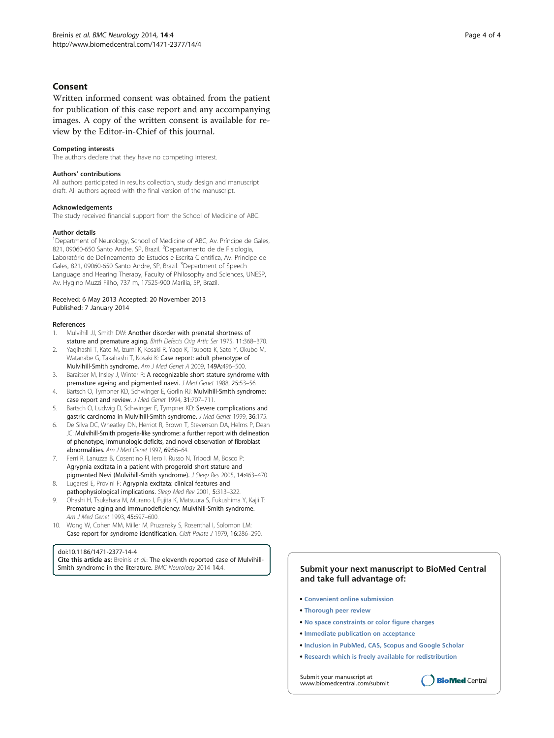## Consent

Written informed consent was obtained from the patient for publication of this case report and any accompanying images. A copy of the written consent is available for review by the Editor-in-Chief of this journal.

#### Competing interests

The authors declare that they have no competing interest.

#### Authors' contributions

All authors participated in results collection, study design and manuscript draft. All authors agreed with the final version of the manuscript.

#### Acknowledgements

The study received financial support from the School of Medicine of ABC.

#### Author details

[1]Department of Neurology, School of Medicine of ABC, Av. Príncipe de Gales, 821, 09060-650 Santo Andre, SP, Brazil. [2]Departamento de de Fisiologia, Laboratório de Delineamento de Estudos e Escrita Científica, Av. Príncipe de Gales, 821, 09060-650 Santo Andre, SP, Brazil. [3]Department of Speech Language and Hearing Therapy, Faculty of Philosophy and Sciences, UNESP, Av. Hygino Muzzi Filho, 737 m, 17525-900 Marilia, SP, Brazil.

Received: 6 May 2013 Accepted: 20 November 2013
Published: 7 January 2014

#### References

1. Mulvihill JJ, Smith DW: **Another disorder with prenatal shortness of stature and premature aging.** *Birth Defects Orig Artic Ser* 1975, **11:**368–370.
2. Yagihashi T, Kato M, Izumi K, Kosaki R, Yago K, Tsubota K, Sato Y, Okubo M, Watanabe G, Takahashi T, Kosaki K: **Case report: adult phenotype of Mulvihill-Smith syndrome.** *Am J Med Genet A* 2009, **149A:**496–500.
3. Baraitser M, Insley J, Winter R: **A recognizable short stature syndrome with premature ageing and pigmented naevi.** *J Med Genet* 1988, **25:**53–56.
4. Bartsch O, Tympner KD, Schwinger E, Gorlin RJ: **Mulvihill-Smith syndrome: case report and review.** *J Med Genet* 1994, **31:**707–711.
5. Bartsch O, Ludwig D, Schwinger E, Tympner KD: **Severe complications and gastric carcinoma in Mulvihill-Smith syndrome.** *J Med Genet* 1999, **36:**175.
6. De Silva DC, Wheatley DN, Herriot R, Brown T, Stevenson DA, Helms P, Dean JC: **Mulvihill-Smith progeria-like syndrome: a further report with delineation of phenotype, immunologic deficits, and novel observation of fibroblast abnormalities.** *Am J Med Genet* 1997, **69:**56–64.
7. Ferri R, Lanuzza B, Cosentino FI, Iero I, Russo N, Tripodi M, Bosco P: **Agrypnia excitata in a patient with progeroid short stature and pigmented Nevi (Mulvihill-Smith syndrome).** *J Sleep Res* 2005, **14:**463–470.
8. Lugaresi E, Provini F: **Agrypnia excitata: clinical features and pathophysiological implications.** *Sleep Med Rev* 2001, **5:**313–322.
9. Ohashi H, Tsukahara M, Murano I, Fujita K, Matsuura S, Fukushima Y, Kajii T: **Premature aging and immunodeficiency: Mulvihill-Smith syndrome.** *Am J Med Genet* 1993, **45:**597–600.
10. Wong W, Cohen MM, Miller M, Pruzansky S, Rosenthal I, Solomon LM: **Case report for syndrome identification.** *Cleft Palate J* 1979, **16:**286–290.

doi:10.1186/1471-2377-14-4
**Cite this article as:** Breinis *et al.*: The eleventh reported case of Mulvihill-Smith syndrome in the literature. *BMC Neurology* 2014 **14**:4.

**Submit your next manuscript to BioMed Central and take full advantage of:**

- **Convenient online submission**
- **Thorough peer review**
- **No space constraints or color figure charges**
- **Immediate publication on acceptance**
- **Inclusion in PubMed, CAS, Scopus and Google Scholar**
- **Research which is freely available for redistribution**

Submit your manuscript at
www.biomedcentral.com/submit